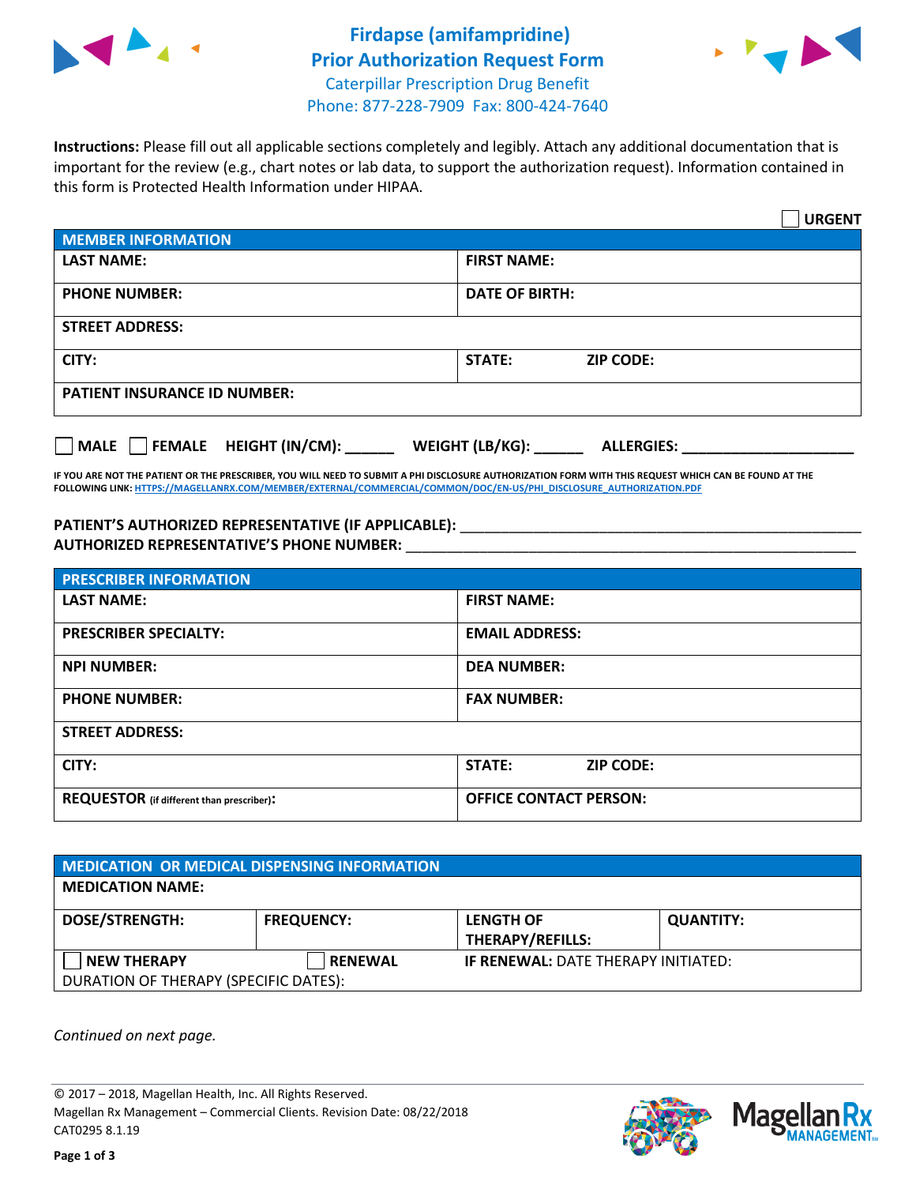# Firdapse (amifampridine) Prior Authorization Request Form

Caterpillar Prescription Drug Benefit
Phone: 877-228-7909 Fax: 800-424-7640

**Instructions:** Please fill out all applicable sections completely and legibly. Attach any additional documentation that is important for the review (e.g., chart notes or lab data, to support the authorization request). Information contained in this form is Protected Health Information under HIPAA.

☐ **URGENT**

| MEMBER INFORMATION | |
|---|---|
| **LAST NAME:** | **FIRST NAME:** |
| **PHONE NUMBER:** | **DATE OF BIRTH:** |
| **STREET ADDRESS:** | |
| **CITY:** | **STATE:** **ZIP CODE:** |
| **PATIENT INSURANCE ID NUMBER:** | |

☐ **MALE** ☐ **FEMALE** **HEIGHT (IN/CM):** ______ **WEIGHT (LB/KG):** ______ **ALLERGIES:** ____________________

**IF YOU ARE NOT THE PATIENT OR THE PRESCRIBER, YOU WILL NEED TO SUBMIT A PHI DISCLOSURE AUTHORIZATION FORM WITH THIS REQUEST WHICH CAN BE FOUND AT THE FOLLOWING LINK: HTTPS://MAGELLANRX.COM/MEMBER/EXTERNAL/COMMERCIAL/COMMON/DOC/EN-US/PHI_DISCLOSURE_AUTHORIZATION.PDF**

**PATIENT'S AUTHORIZED REPRESENTATIVE (IF APPLICABLE):** ____________________________________________
**AUTHORIZED REPRESENTATIVE'S PHONE NUMBER:** ____________________________________________

| PRESCRIBER INFORMATION | |
|---|---|
| **LAST NAME:** | **FIRST NAME:** |
| **PRESCRIBER SPECIALTY:** | **EMAIL ADDRESS:** |
| **NPI NUMBER:** | **DEA NUMBER:** |
| **PHONE NUMBER:** | **FAX NUMBER:** |
| **STREET ADDRESS:** | |
| **CITY:** | **STATE:** **ZIP CODE:** |
| **REQUESTOR** (if different than prescriber)**:** | **OFFICE CONTACT PERSON:** |

| MEDICATION OR MEDICAL DISPENSING INFORMATION | | | |
|---|---|---|---|
| **MEDICATION NAME:** | | | |
| **DOSE/STRENGTH:** | **FREQUENCY:** | **LENGTH OF THERAPY/REFILLS:** | **QUANTITY:** |
| ☐ **NEW THERAPY** | ☐ **RENEWAL** | **IF RENEWAL:** DATE THERAPY INITIATED: | |
| DURATION OF THERAPY (SPECIFIC DATES): | | | |

*Continued on next page.*

© 2017 – 2018, Magellan Health, Inc. All Rights Reserved.
Magellan Rx Management – Commercial Clients. Revision Date: 08/22/2018
CAT0295 8.1.19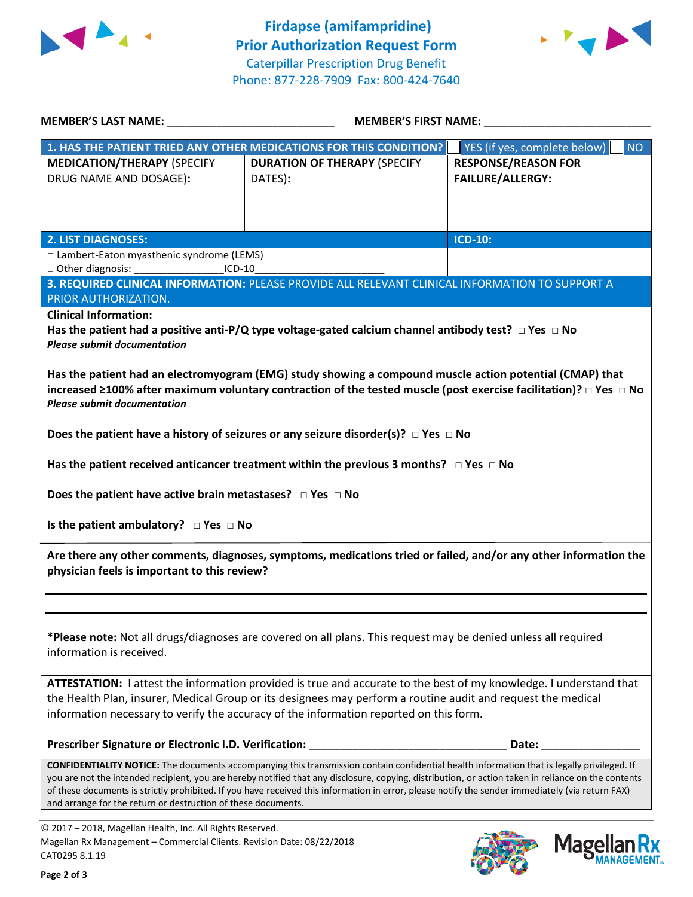# Firdapse (amifampridine)
## Prior Authorization Request Form

Caterpillar Prescription Drug Benefit
Phone: 877-228-7909 Fax: 800-424-7640

**MEMBER'S LAST NAME:** ___________________________ **MEMBER'S FIRST NAME:** ___________________________

| 1. HAS THE PATIENT TRIED ANY OTHER MEDICATIONS FOR THIS CONDITION? | ☐ YES (if yes, complete below) | ☐ NO |
|---|---|---|
| **MEDICATION/THERAPY** (SPECIFY DRUG NAME AND DOSAGE): | **DURATION OF THERAPY** (SPECIFY DATES): | **RESPONSE/REASON FOR FAILURE/ALLERGY:** |
| | | |

| 2. LIST DIAGNOSES: | ICD-10: |
|---|---|
| □ Lambert-Eaton myasthenic syndrome (LEMS)<br>□ Other diagnosis: ________________ICD-10______________________ | |

**3. REQUIRED CLINICAL INFORMATION:** PLEASE PROVIDE ALL RELEVANT CLINICAL INFORMATION TO SUPPORT A PRIOR AUTHORIZATION.

**Clinical Information:**

**Has the patient had a positive anti-P/Q type voltage-gated calcium channel antibody test?** □ Yes □ No
*Please submit documentation*

**Has the patient had an electromyogram (EMG) study showing a compound muscle action potential (CMAP) that increased ≥100% after maximum voluntary contraction of the tested muscle (post exercise facilitation)?** □ Yes □ No
*Please submit documentation*

**Does the patient have a history of seizures or any seizure disorder(s)?** □ Yes □ No

**Has the patient received anticancer treatment within the previous 3 months?** □ Yes □ No

**Does the patient have active brain metastases?** □ Yes □ No

**Is the patient ambulatory?** □ Yes □ No

**Are there any other comments, diagnoses, symptoms, medications tried or failed, and/or any other information the physician feels is important to this review?**

_______________________________________________

_______________________________________________

***Please note:** Not all drugs/diagnoses are covered on all plans. This request may be denied unless all required information is received.

**ATTESTATION:** I attest the information provided is true and accurate to the best of my knowledge. I understand that the Health Plan, insurer, Medical Group or its designees may perform a routine audit and request the medical information necessary to verify the accuracy of the information reported on this form.

**Prescriber Signature or Electronic I.D. Verification:** ________________________________ **Date:** ________________

**CONFIDENTIALITY NOTICE:** The documents accompanying this transmission contain confidential health information that is legally privileged. If you are not the intended recipient, you are hereby notified that any disclosure, copying, distribution, or action taken in reliance on the contents of these documents is strictly prohibited. If you have received this information in error, please notify the sender immediately (via return FAX) and arrange for the return or destruction of these documents.

© 2017 – 2018, Magellan Health, Inc. All Rights Reserved.
Magellan Rx Management – Commercial Clients. Revision Date: 08/22/2018
CAT0295 8.1.19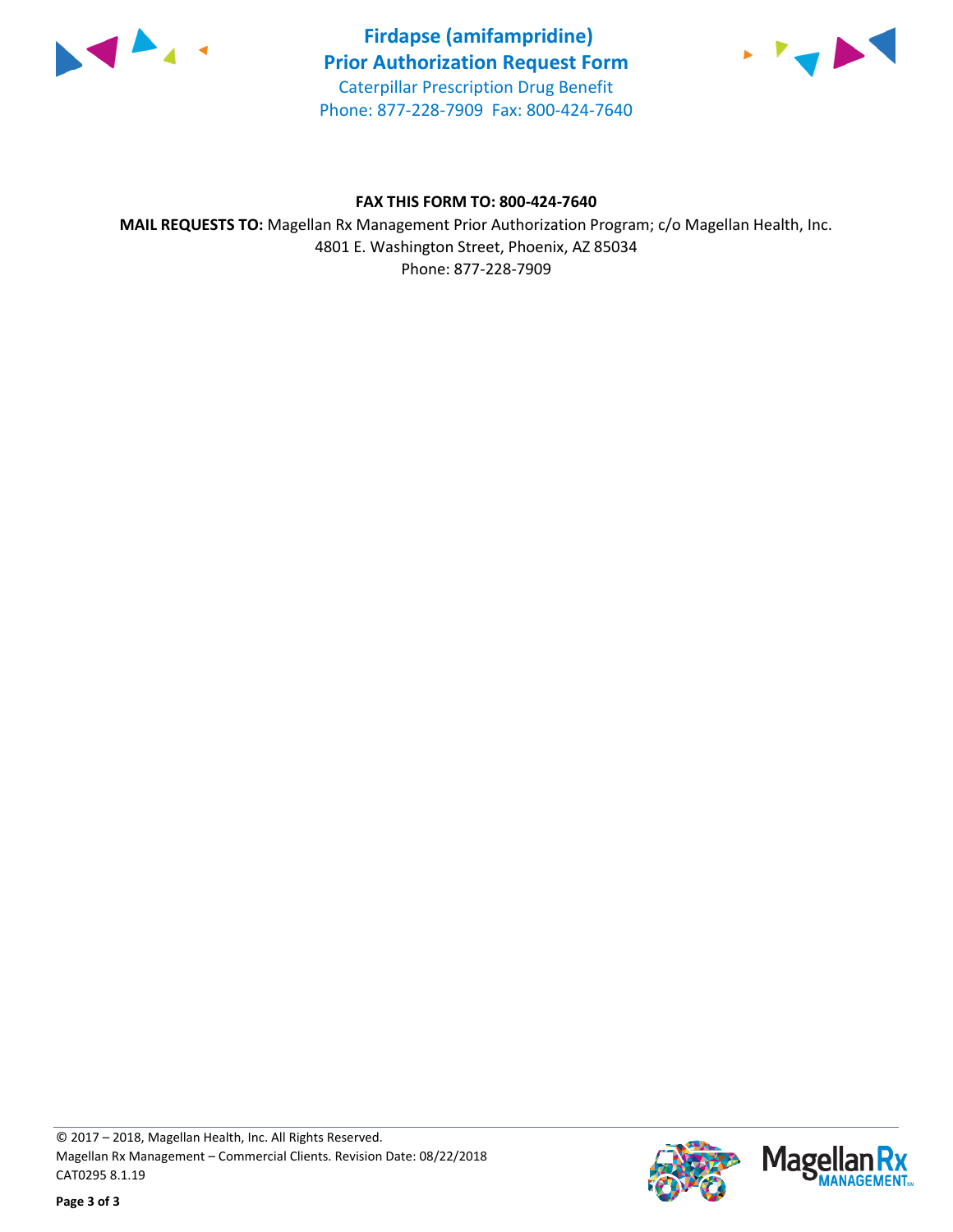**FAX THIS FORM TO: 800-424-7640**

**MAIL REQUESTS TO:** Magellan Rx Management Prior Authorization Program; c/o Magellan Health, Inc.
4801 E. Washington Street, Phoenix, AZ 85034
Phone: 877-228-7909